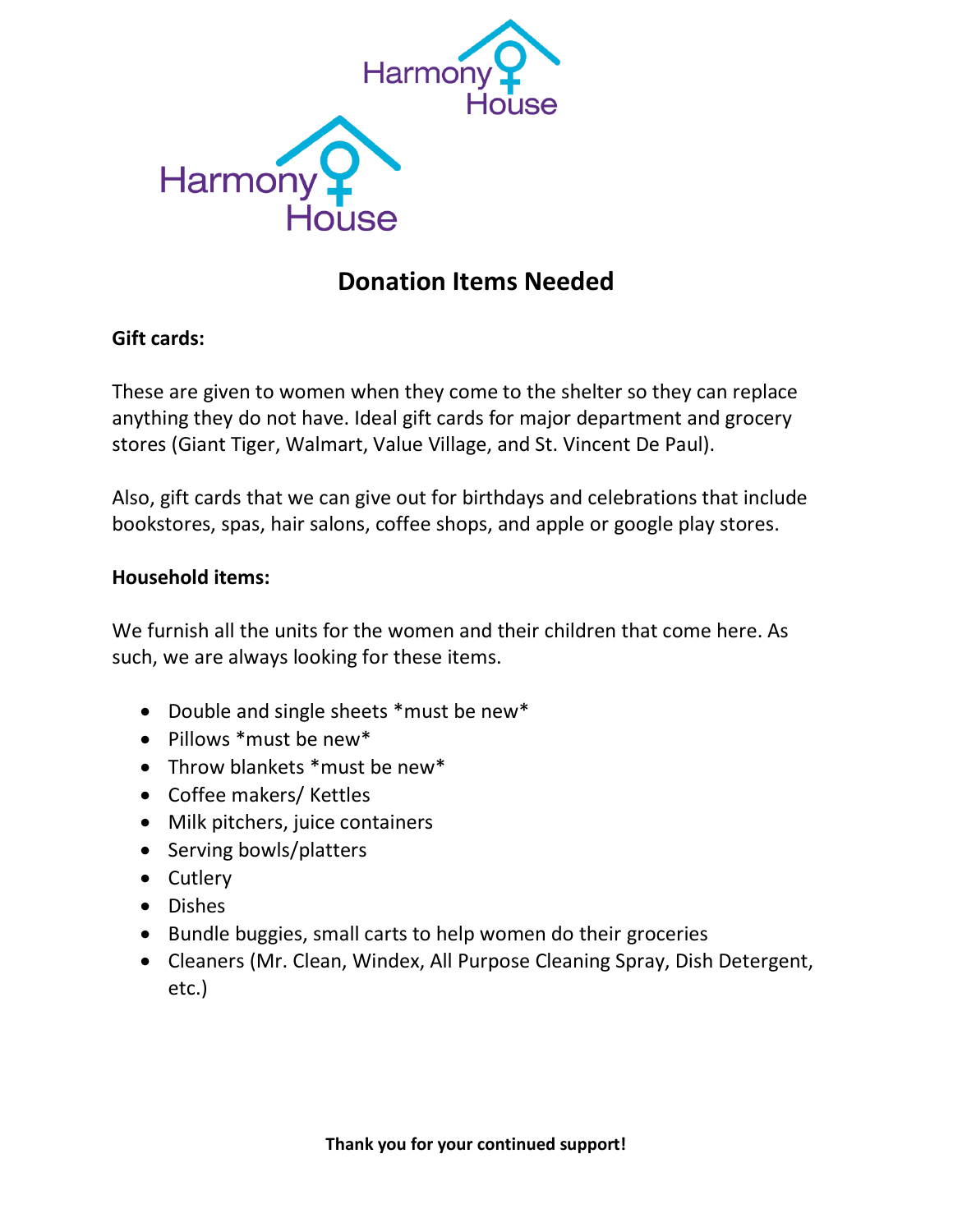Harmony House

Harmony House

# Donation Items Needed

**Gift cards:**

These are given to women when they come to the shelter so they can replace anything they do not have. Ideal gift cards for major department and grocery stores (Giant Tiger, Walmart, Value Village, and St. Vincent De Paul).

Also, gift cards that we can give out for birthdays and celebrations that include bookstores, spas, hair salons, coffee shops, and apple or google play stores.

**Household items:**

We furnish all the units for the women and their children that come here. As such, we are always looking for these items.

- Double and single sheets *must be new*
- Pillows *must be new*
- Throw blankets *must be new*
- Coffee makers/ Kettles
- Milk pitchers, juice containers
- Serving bowls/platters
- Cutlery
- Dishes
- Bundle buggies, small carts to help women do their groceries
- Cleaners (Mr. Clean, Windex, All Purpose Cleaning Spray, Dish Detergent, etc.)

**Thank you for your continued support!**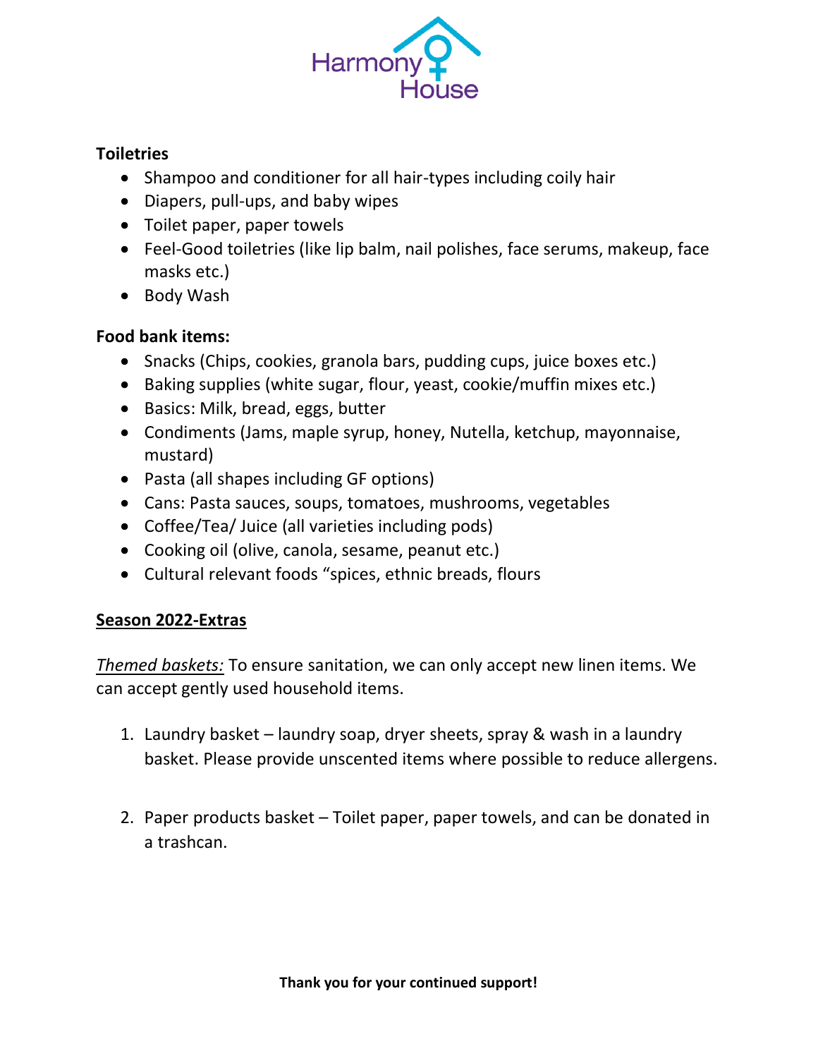Harmony House

**Toiletries**

- Shampoo and conditioner for all hair-types including coily hair
- Diapers, pull-ups, and baby wipes
- Toilet paper, paper towels
- Feel-Good toiletries (like lip balm, nail polishes, face serums, makeup, face masks etc.)
- Body Wash

**Food bank items:**

- Snacks (Chips, cookies, granola bars, pudding cups, juice boxes etc.)
- Baking supplies (white sugar, flour, yeast, cookie/muffin mixes etc.)
- Basics: Milk, bread, eggs, butter
- Condiments (Jams, maple syrup, honey, Nutella, ketchup, mayonnaise, mustard)
- Pasta (all shapes including GF options)
- Cans: Pasta sauces, soups, tomatoes, mushrooms, vegetables
- Coffee/Tea/ Juice (all varieties including pods)
- Cooking oil (olive, canola, sesame, peanut etc.)
- Cultural relevant foods "spices, ethnic breads, flours

**Season 2022-Extras**

*Themed baskets:* To ensure sanitation, we can only accept new linen items. We can accept gently used household items.

1. Laundry basket – laundry soap, dryer sheets, spray & wash in a laundry basket. Please provide unscented items where possible to reduce allergens.

2. Paper products basket – Toilet paper, paper towels, and can be donated in a trashcan.

**Thank you for your continued support!**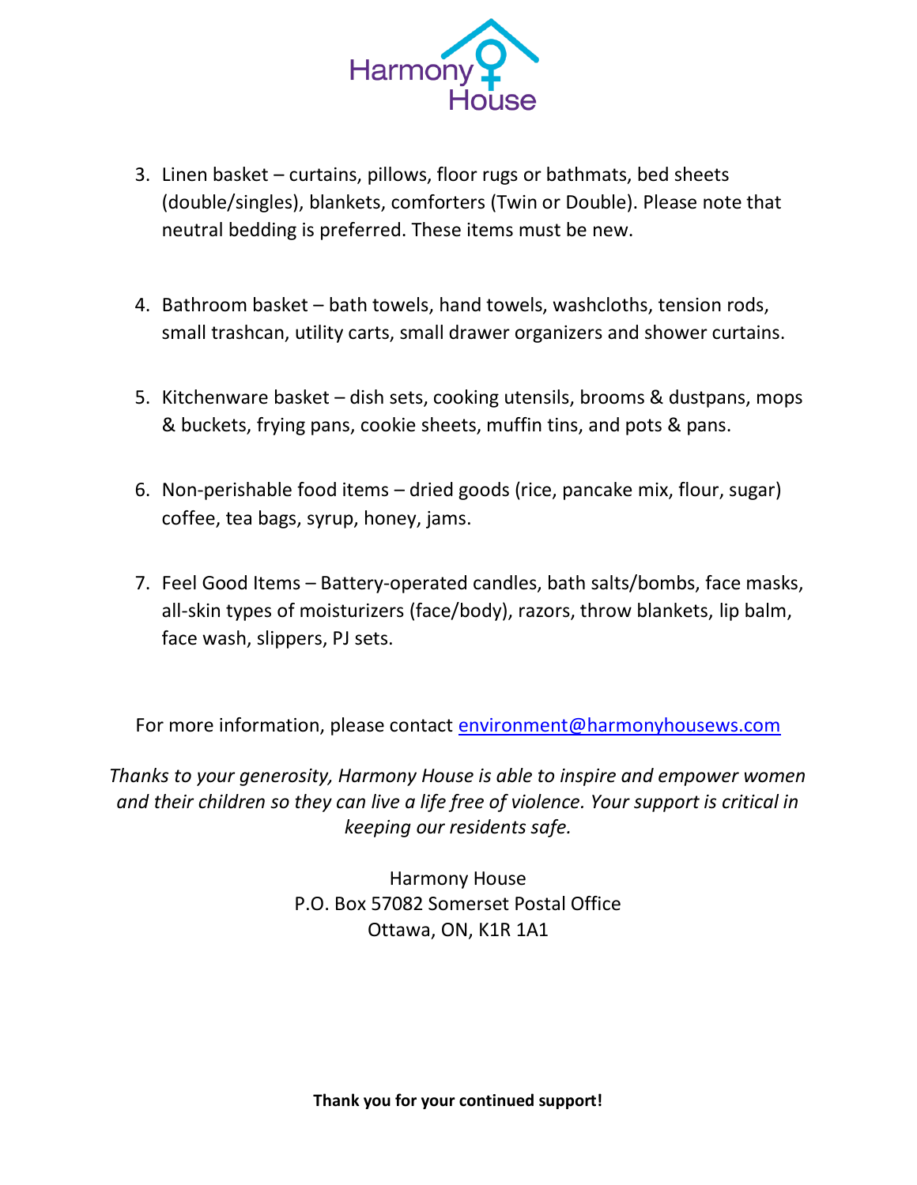3. Linen basket – curtains, pillows, floor rugs or bathmats, bed sheets (double/singles), blankets, comforters (Twin or Double). Please note that neutral bedding is preferred. These items must be new.

4. Bathroom basket – bath towels, hand towels, washcloths, tension rods, small trashcan, utility carts, small drawer organizers and shower curtains.

5. Kitchenware basket – dish sets, cooking utensils, brooms & dustpans, mops & buckets, frying pans, cookie sheets, muffin tins, and pots & pans.

6. Non-perishable food items – dried goods (rice, pancake mix, flour, sugar) coffee, tea bags, syrup, honey, jams.

7. Feel Good Items – Battery-operated candles, bath salts/bombs, face masks, all-skin types of moisturizers (face/body), razors, throw blankets, lip balm, face wash, slippers, PJ sets.

For more information, please contact environment@harmonyhousews.com

*Thanks to your generosity, Harmony House is able to inspire and empower women and their children so they can live a life free of violence. Your support is critical in keeping our residents safe.*

Harmony House
P.O. Box 57082 Somerset Postal Office
Ottawa, ON, K1R 1A1

**Thank you for your continued support!**